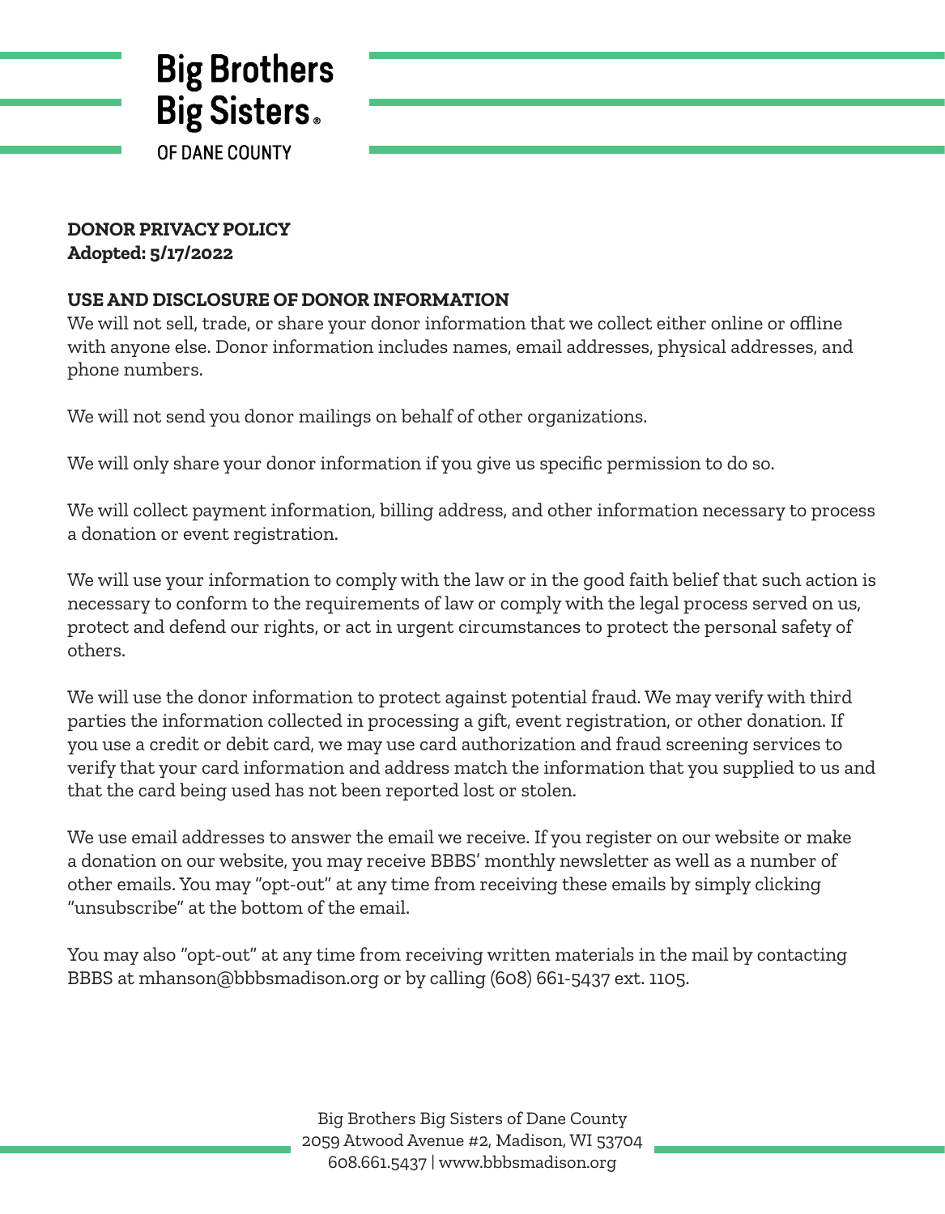**Big Brothers Big Sisters®**
OF DANE COUNTY

# DONOR PRIVACY POLICY

**Adopted: 5/17/2022**

## USE AND DISCLOSURE OF DONOR INFORMATION

We will not sell, trade, or share your donor information that we collect either online or offline with anyone else. Donor information includes names, email addresses, physical addresses, and phone numbers.

We will not send you donor mailings on behalf of other organizations.

We will only share your donor information if you give us specific permission to do so.

We will collect payment information, billing address, and other information necessary to process a donation or event registration.

We will use your information to comply with the law or in the good faith belief that such action is necessary to conform to the requirements of law or comply with the legal process served on us, protect and defend our rights, or act in urgent circumstances to protect the personal safety of others.

We will use the donor information to protect against potential fraud. We may verify with third parties the information collected in processing a gift, event registration, or other donation. If you use a credit or debit card, we may use card authorization and fraud screening services to verify that your card information and address match the information that you supplied to us and that the card being used has not been reported lost or stolen.

We use email addresses to answer the email we receive. If you register on our website or make a donation on our website, you may receive BBBS' monthly newsletter as well as a number of other emails. You may "opt-out" at any time from receiving these emails by simply clicking "unsubscribe" at the bottom of the email.

You may also "opt-out" at any time from receiving written materials in the mail by contacting BBBS at mhanson@bbbsmadison.org or by calling (608) 661-5437 ext. 1105.

Big Brothers Big Sisters of Dane County
2059 Atwood Avenue #2, Madison, WI 53704
608.661.5437 | www.bbbsmadison.org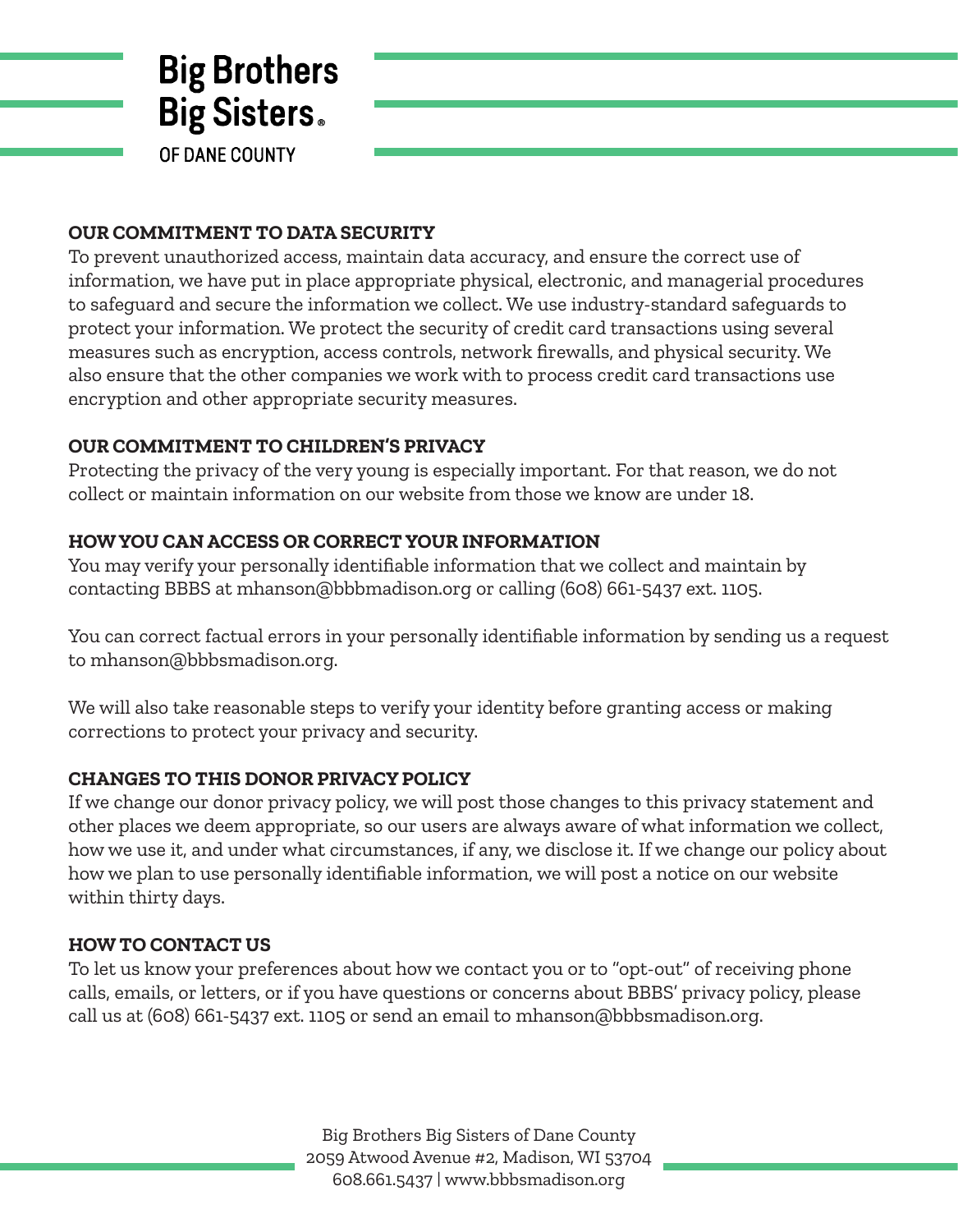Big Brothers Big Sisters®

OF DANE COUNTY

### OUR COMMITMENT TO DATA SECURITY

To prevent unauthorized access, maintain data accuracy, and ensure the correct use of information, we have put in place appropriate physical, electronic, and managerial procedures to safeguard and secure the information we collect. We use industry-standard safeguards to protect your information. We protect the security of credit card transactions using several measures such as encryption, access controls, network firewalls, and physical security. We also ensure that the other companies we work with to process credit card transactions use encryption and other appropriate security measures.

### OUR COMMITMENT TO CHILDREN'S PRIVACY

Protecting the privacy of the very young is especially important. For that reason, we do not collect or maintain information on our website from those we know are under 18.

### HOW YOU CAN ACCESS OR CORRECT YOUR INFORMATION

You may verify your personally identifiable information that we collect and maintain by contacting BBBS at mhanson@bbbmadison.org or calling (608) 661-5437 ext. 1105.

You can correct factual errors in your personally identifiable information by sending us a request to mhanson@bbbsmadison.org.

We will also take reasonable steps to verify your identity before granting access or making corrections to protect your privacy and security.

### CHANGES TO THIS DONOR PRIVACY POLICY

If we change our donor privacy policy, we will post those changes to this privacy statement and other places we deem appropriate, so our users are always aware of what information we collect, how we use it, and under what circumstances, if any, we disclose it. If we change our policy about how we plan to use personally identifiable information, we will post a notice on our website within thirty days.

### HOW TO CONTACT US

To let us know your preferences about how we contact you or to "opt-out" of receiving phone calls, emails, or letters, or if you have questions or concerns about BBBS' privacy policy, please call us at (608) 661-5437 ext. 1105 or send an email to mhanson@bbbsmadison.org.

Big Brothers Big Sisters of Dane County
2059 Atwood Avenue #2, Madison, WI 53704
608.661.5437 | www.bbbsmadison.org